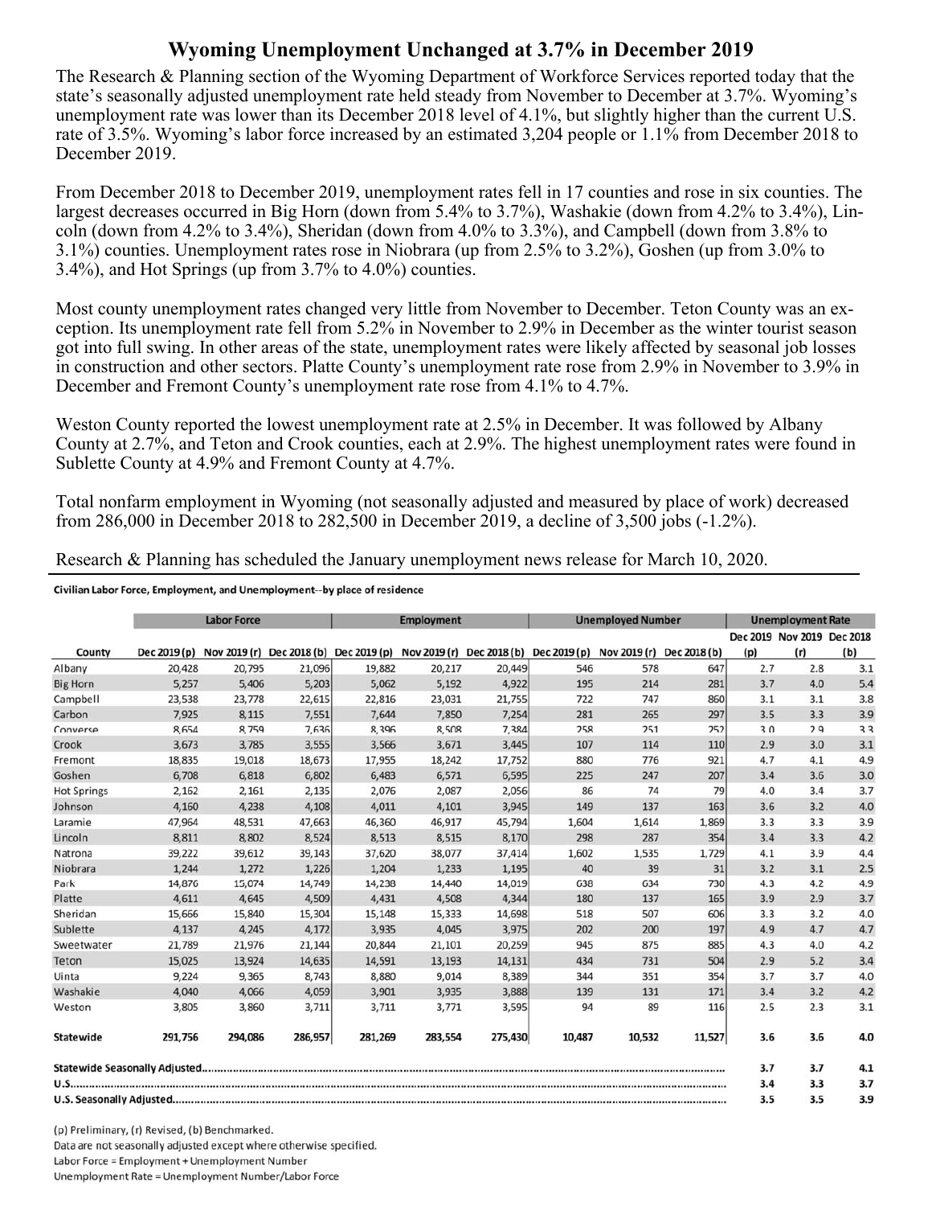# Wyoming Unemployment Unchanged at 3.7% in December 2019

The Research & Planning section of the Wyoming Department of Workforce Services reported today that the state's seasonally adjusted unemployment rate held steady from November to December at 3.7%. Wyoming's unemployment rate was lower than its December 2018 level of 4.1%, but slightly higher than the current U.S. rate of 3.5%. Wyoming's labor force increased by an estimated 3,204 people or 1.1% from December 2018 to December 2019.

From December 2018 to December 2019, unemployment rates fell in 17 counties and rose in six counties. The largest decreases occurred in Big Horn (down from 5.4% to 3.7%), Washakie (down from 4.2% to 3.4%), Lincoln (down from 4.2% to 3.4%), Sheridan (down from 4.0% to 3.3%), and Campbell (down from 3.8% to 3.1%) counties. Unemployment rates rose in Niobrara (up from 2.5% to 3.2%), Goshen (up from 3.0% to 3.4%), and Hot Springs (up from 3.7% to 4.0%) counties.

Most county unemployment rates changed very little from November to December. Teton County was an exception. Its unemployment rate fell from 5.2% in November to 2.9% in December as the winter tourist season got into full swing. In other areas of the state, unemployment rates were likely affected by seasonal job losses in construction and other sectors. Platte County's unemployment rate rose from 2.9% in November to 3.9% in December and Fremont County's unemployment rate rose from 4.1% to 4.7%.

Weston County reported the lowest unemployment rate at 2.5% in December. It was followed by Albany County at 2.7%, and Teton and Crook counties, each at 2.9%. The highest unemployment rates were found in Sublette County at 4.9% and Fremont County at 4.7%.

Total nonfarm employment in Wyoming (not seasonally adjusted and measured by place of work) decreased from 286,000 in December 2018 to 282,500 in December 2019, a decline of 3,500 jobs (-1.2%).

Research & Planning has scheduled the January unemployment news release for March 10, 2020.

**Civilian Labor Force, Employment, and Unemployment--by place of residence**

| | Labor Force | | | Employment | | | Unemployed Number | | | Unemployment Rate | | |
|---|---|---|---|---|---|---|---|---|---|---|---|---|
| County | Dec 2019 (p) | Nov 2019 (r) | Dec 2018 (b) | Dec 2019 (p) | Nov 2019 (r) | Dec 2018 (b) | Dec 2019 (p) | Nov 2019 (r) | Dec 2018 (b) | Dec 2019 (p) | Nov 2019 (r) | Dec 2018 (b) |
| Albany | 20,428 | 20,795 | 21,096 | 19,882 | 20,217 | 20,449 | 546 | 578 | 647 | 2.7 | 2.8 | 3.1 |
| Big Horn | 5,257 | 5,406 | 5,203 | 5,062 | 5,192 | 4,922 | 195 | 214 | 281 | 3.7 | 4.0 | 5.4 |
| Campbell | 23,538 | 23,778 | 22,615 | 22,816 | 23,031 | 21,755 | 722 | 747 | 860 | 3.1 | 3.1 | 3.8 |
| Carbon | 7,925 | 8,115 | 7,551 | 7,644 | 7,850 | 7,254 | 281 | 265 | 297 | 3.5 | 3.3 | 3.9 |
| Converse | 8,654 | 8,759 | 7,636 | 8,396 | 8,508 | 7,384 | 258 | 251 | 252 | 3.0 | 2.9 | 3.3 |
| Crook | 3,673 | 3,785 | 3,555 | 3,566 | 3,671 | 3,445 | 107 | 114 | 110 | 2.9 | 3.0 | 3.1 |
| Fremont | 18,835 | 19,018 | 18,673 | 17,955 | 18,242 | 17,752 | 880 | 776 | 921 | 4.7 | 4.1 | 4.9 |
| Goshen | 6,708 | 6,818 | 6,802 | 6,483 | 6,571 | 6,595 | 225 | 247 | 207 | 3.4 | 3.6 | 3.0 |
| Hot Springs | 2,162 | 2,161 | 2,135 | 2,076 | 2,087 | 2,056 | 86 | 74 | 79 | 4.0 | 3.4 | 3.7 |
| Johnson | 4,160 | 4,238 | 4,108 | 4,011 | 4,101 | 3,945 | 149 | 137 | 163 | 3.6 | 3.2 | 4.0 |
| Laramie | 47,964 | 48,531 | 47,663 | 46,360 | 46,917 | 45,794 | 1,604 | 1,614 | 1,869 | 3.3 | 3.3 | 3.9 |
| Lincoln | 8,811 | 8,802 | 8,524 | 8,513 | 8,515 | 8,170 | 298 | 287 | 354 | 3.4 | 3.3 | 4.2 |
| Natrona | 39,222 | 39,612 | 39,143 | 37,620 | 38,077 | 37,414 | 1,602 | 1,535 | 1,729 | 4.1 | 3.9 | 4.4 |
| Niobrara | 1,244 | 1,272 | 1,226 | 1,204 | 1,233 | 1,195 | 40 | 39 | 31 | 3.2 | 3.1 | 2.5 |
| Park | 14,876 | 15,074 | 14,749 | 14,238 | 14,440 | 14,019 | 638 | 634 | 730 | 4.3 | 4.2 | 4.9 |
| Platte | 4,611 | 4,645 | 4,509 | 4,431 | 4,508 | 4,344 | 180 | 137 | 165 | 3.9 | 2.9 | 3.7 |
| Sheridan | 15,666 | 15,840 | 15,304 | 15,148 | 15,333 | 14,698 | 518 | 507 | 606 | 3.3 | 3.2 | 4.0 |
| Sublette | 4,137 | 4,245 | 4,172 | 3,935 | 4,045 | 3,975 | 202 | 200 | 197 | 4.9 | 4.7 | 4.7 |
| Sweetwater | 21,789 | 21,976 | 21,144 | 20,844 | 21,101 | 20,259 | 945 | 875 | 885 | 4.3 | 4.0 | 4.2 |
| Teton | 15,025 | 13,924 | 14,635 | 14,591 | 13,193 | 14,131 | 434 | 731 | 504 | 2.9 | 5.2 | 3.4 |
| Uinta | 9,224 | 9,365 | 8,743 | 8,880 | 9,014 | 8,389 | 344 | 351 | 354 | 3.7 | 3.7 | 4.0 |
| Washakie | 4,040 | 4,066 | 4,059 | 3,901 | 3,935 | 3,888 | 139 | 131 | 171 | 3.4 | 3.2 | 4.2 |
| Weston | 3,805 | 3,860 | 3,711 | 3,711 | 3,771 | 3,595 | 94 | 89 | 116 | 2.5 | 2.3 | 3.1 |
| **Statewide** | **291,756** | **294,086** | **286,957** | **281,269** | **283,554** | **275,430** | **10,487** | **10,532** | **11,527** | **3.6** | **3.6** | **4.0** |
| **Statewide Seasonally Adjusted** | | | | | | | | | | **3.7** | **3.7** | **4.1** |
| **U.S.** | | | | | | | | | | **3.4** | **3.3** | **3.7** |
| **U.S. Seasonally Adjusted** | | | | | | | | | | **3.5** | **3.5** | **3.9** |

(p) Preliminary, (r) Revised, (b) Benchmarked.
Data are not seasonally adjusted except where otherwise specified.
Labor Force = Employment + Unemployment Number
Unemployment Rate = Unemployment Number/Labor Force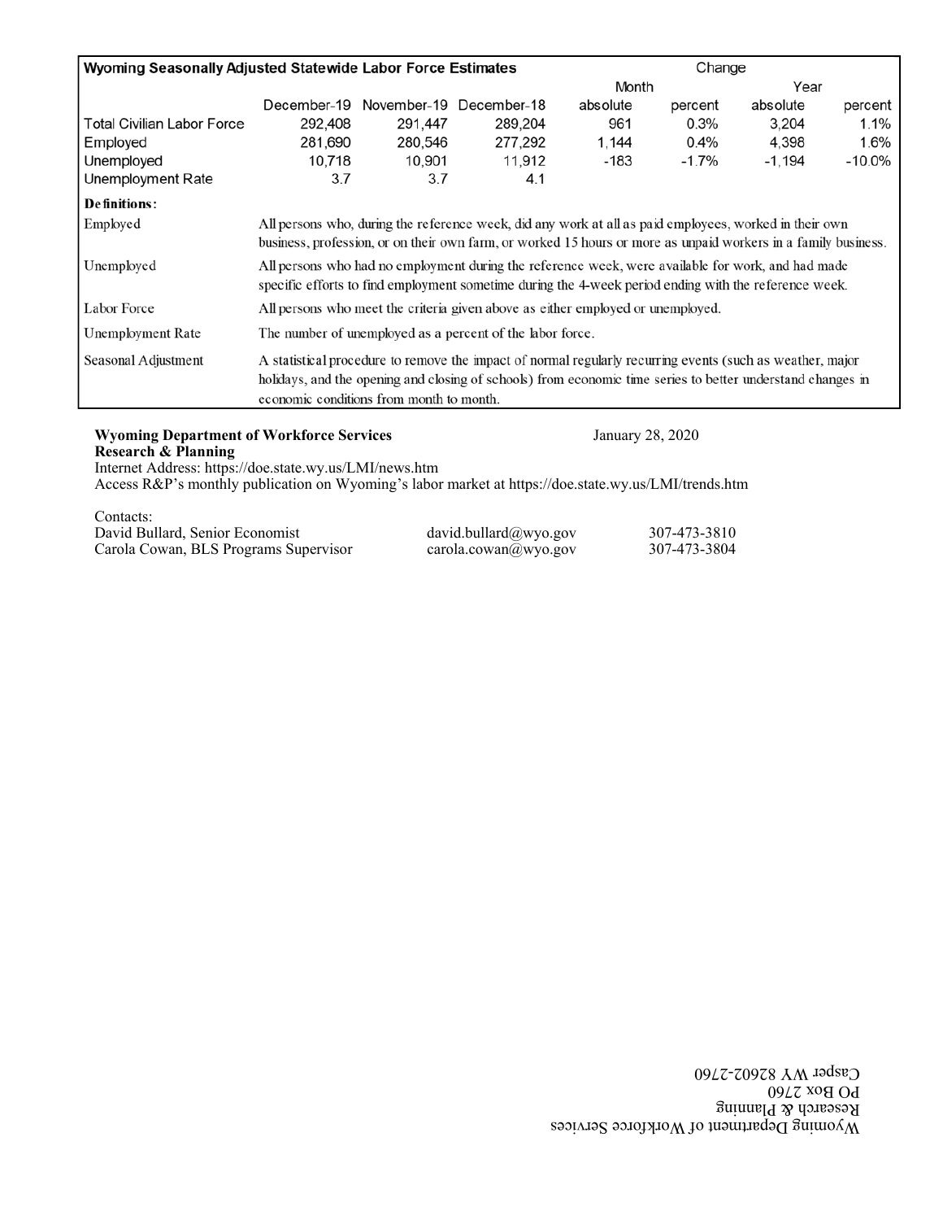| Wyoming Seasonally Adjusted Statewide Labor Force Estimates | | | | Change | | | |
|---|---|---|---|---|---|---|---|
| | | | | Month | | Year | |
| | December-19 | November-19 | December-18 | absolute | percent | absolute | percent |
| Total Civilian Labor Force | 292,408 | 291,447 | 289,204 | 961 | 0.3% | 3,204 | 1.1% |
| Employed | 281,690 | 280,546 | 277,292 | 1,144 | 0.4% | 4,398 | 1.6% |
| Unemployed | 10,718 | 10,901 | 11,912 | -183 | -1.7% | -1,194 | -10.0% |
| Unemployment Rate | 3.7 | 3.7 | 4.1 | | | | |

**Definitions:**

| | |
|---|---|
| Employed | All persons who, during the reference week, did any work at all as paid employees, worked in their own business, profession, or on their own farm, or worked 15 hours or more as unpaid workers in a family business. |
| Unemployed | All persons who had no employment during the reference week, were available for work, and had made specific efforts to find employment sometime during the 4-week period ending with the reference week. |
| Labor Force | All persons who meet the criteria given above as either employed or unemployed. |
| Unemployment Rate | The number of unemployed as a percent of the labor force. |
| Seasonal Adjustment | A statistical procedure to remove the impact of normal regularly recurring events (such as weather, major holidays, and the opening and closing of schools) from economic time series to better understand changes in economic conditions from month to month. |

**Wyoming Department of Workforce Services**
**Research & Planning**

January 28, 2020

Internet Address: https://doe.state.wy.us/LMI/news.htm
Access R&P's monthly publication on Wyoming's labor market at https://doe.state.wy.us/LMI/trends.htm

Contacts:

| | | |
|---|---|---|
| David Bullard, Senior Economist | david.bullard@wyo.gov | 307-473-3810 |
| Carola Cowan, BLS Programs Supervisor | carola.cowan@wyo.gov | 307-473-3804 |

Wyoming Department of Workforce Services
Research & Planning
PO Box 2760
Casper WY 82602-2760